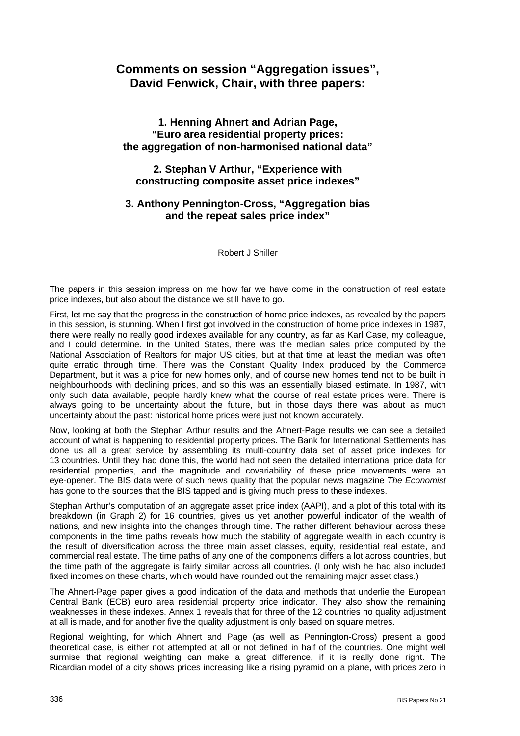# Comments on session "Aggregation issues", David Fenwick, Chair, with three papers:

### 1. Henning Ahnert and Adrian Page, "Euro area residential property prices: the aggregation of non-harmonised national data"

### 2. Stephan V Arthur, "Experience with constructing composite asset price indexes"

### 3. Anthony Pennington-Cross, "Aggregation bias and the repeat sales price index"

Robert J Shiller

The papers in this session impress on me how far we have come in the construction of real estate price indexes, but also about the distance we still have to go.

First, let me say that the progress in the construction of home price indexes, as revealed by the papers in this session, is stunning. When I first got involved in the construction of home price indexes in 1987, there were really no really good indexes available for any country, as far as Karl Case, my colleague, and I could determine. In the United States, there was the median sales price computed by the National Association of Realtors for major US cities, but at that time at least the median was often quite erratic through time. There was the Constant Quality Index produced by the Commerce Department, but it was a price for new homes only, and of course new homes tend not to be built in neighbourhoods with declining prices, and so this was an essentially biased estimate. In 1987, with only such data available, people hardly knew what the course of real estate prices were. There is always going to be uncertainty about the future, but in those days there was about as much uncertainty about the past: historical home prices were just not known accurately.

Now, looking at both the Stephan Arthur results and the Ahnert-Page results we can see a detailed account of what is happening to residential property prices. The Bank for International Settlements has done us all a great service by assembling its multi-country data set of asset price indexes for 13 countries. Until they had done this, the world had not seen the detailed international price data for residential properties, and the magnitude and covariability of these price movements were an eye-opener. The BIS data were of such news quality that the popular news magazine *The Economist* has gone to the sources that the BIS tapped and is giving much press to these indexes.

Stephan Arthur's computation of an aggregate asset price index (AAPI), and a plot of this total with its breakdown (in Graph 2) for 16 countries, gives us yet another powerful indicator of the wealth of nations, and new insights into the changes through time. The rather different behaviour across these components in the time paths reveals how much the stability of aggregate wealth in each country is the result of diversification across the three main asset classes, equity, residential real estate, and commercial real estate. The time paths of any one of the components differs a lot across countries, but the time path of the aggregate is fairly similar across all countries. (I only wish he had also included fixed incomes on these charts, which would have rounded out the remaining major asset class.)

The Ahnert-Page paper gives a good indication of the data and methods that underlie the European Central Bank (ECB) euro area residential property price indicator. They also show the remaining weaknesses in these indexes. Annex 1 reveals that for three of the 12 countries no quality adjustment at all is made, and for another five the quality adjustment is only based on square metres.

Regional weighting, for which Ahnert and Page (as well as Pennington-Cross) present a good theoretical case, is either not attempted at all or not defined in half of the countries. One might well surmise that regional weighting can make a great difference, if it is really done right. The Ricardian model of a city shows prices increasing like a rising pyramid on a plane, with prices zero in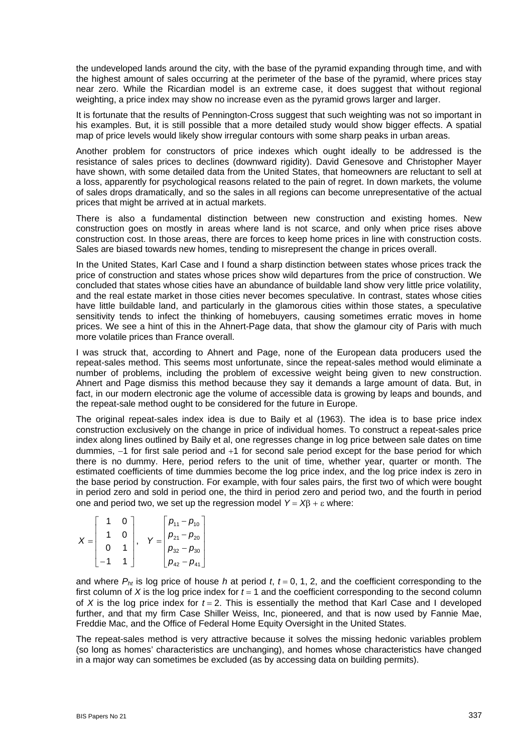the undeveloped lands around the city, with the base of the pyramid expanding through time, and with the highest amount of sales occurring at the perimeter of the base of the pyramid, where prices stay near zero. While the Ricardian model is an extreme case, it does suggest that without regional weighting, a price index may show no increase even as the pyramid grows larger and larger.

It is fortunate that the results of Pennington-Cross suggest that such weighting was not so important in his examples. But, it is still possible that a more detailed study would show bigger effects. A spatial map of price levels would likely show irregular contours with some sharp peaks in urban areas.

Another problem for constructors of price indexes which ought ideally to be addressed is the resistance of sales prices to declines (downward rigidity). David Genesove and Christopher Mayer have shown, with some detailed data from the United States, that homeowners are reluctant to sell at a loss, apparently for psychological reasons related to the pain of regret. In down markets, the volume of sales drops dramatically, and so the sales in all regions can become unrepresentative of the actual prices that might be arrived at in actual markets.

There is also a fundamental distinction between new construction and existing homes. New construction goes on mostly in areas where land is not scarce, and only when price rises above construction cost. In those areas, there are forces to keep home prices in line with construction costs. Sales are biased towards new homes, tending to misrepresent the change in prices overall.

In the United States, Karl Case and I found a sharp distinction between states whose prices track the price of construction and states whose prices show wild departures from the price of construction. We concluded that states whose cities have an abundance of buildable land show very little price volatility, and the real estate market in those cities never becomes speculative. In contrast, states whose cities have little buildable land, and particularly in the glamorous cities within those states, a speculative sensitivity tends to infect the thinking of homebuyers, causing sometimes erratic moves in home prices. We see a hint of this in the Ahnert-Page data, that show the glamour city of Paris with much more volatile prices than France overall.

I was struck that, according to Ahnert and Page, none of the European data producers used the repeat-sales method. This seems most unfortunate, since the repeat-sales method would eliminate a number of problems, including the problem of excessive weight being given to new construction. Ahnert and Page dismiss this method because they say it demands a large amount of data. But, in fact, in our modern electronic age the volume of accessible data is growing by leaps and bounds, and the repeat-sale method ought to be considered for the future in Europe.

The original repeat-sales index idea is due to Baily et al (1963). The idea is to base price index construction exclusively on the change in price of individual homes. To construct a repeat-sales price index along lines outlined by Baily et al, one regresses change in log price between sale dates on time dummies, $-1$ for first sale period and $+1$ for second sale period except for the base period for which there is no dummy. Here, period refers to the unit of time, whether year, quarter or month. The estimated coefficients of time dummies become the log price index, and the log price index is zero in the base period by construction. For example, with four sales pairs, the first two of which were bought in period zero and sold in period one, the third in period zero and period two, and the fourth in period one and period two, we set up the regression model $Y = X\beta + \varepsilon$ where:

$$X = \begin{bmatrix} 1 & 0 \\ 1 & 0 \\ 0 & 1 \\ -1 & 1 \end{bmatrix}, \quad Y = \begin{bmatrix} p_{11} - p_{10} \\ p_{21} - p_{20} \\ p_{32} - p_{30} \\ p_{42} - p_{41} \end{bmatrix}$$

and where $P_{ht}$ is log price of house $h$ at period $t$, $t = 0, 1, 2$, and the coefficient corresponding to the first column of $X$ is the log price index for $t = 1$ and the coefficient corresponding to the second column of $X$ is the log price index for $t = 2$. This is essentially the method that Karl Case and I developed further, and that my firm Case Shiller Weiss, Inc, pioneered, and that is now used by Fannie Mae, Freddie Mac, and the Office of Federal Home Equity Oversight in the United States.

The repeat-sales method is very attractive because it solves the missing hedonic variables problem (so long as homes' characteristics are unchanging), and homes whose characteristics have changed in a major way can sometimes be excluded (as by accessing data on building permits).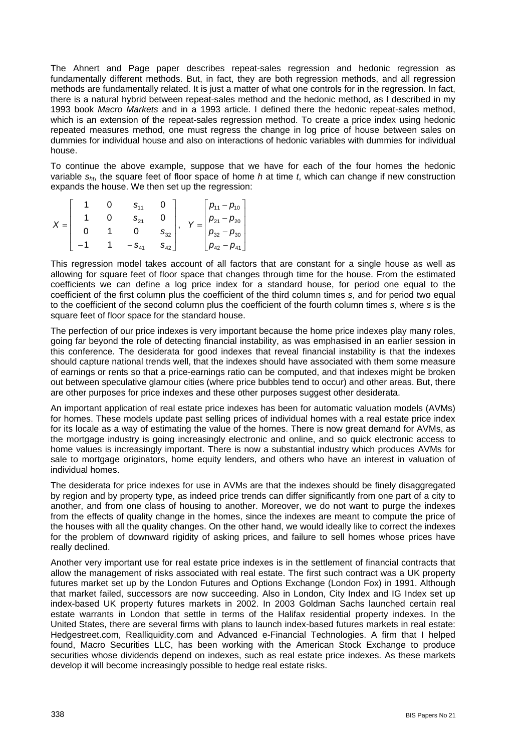The Ahnert and Page paper describes repeat-sales regression and hedonic regression as fundamentally different methods. But, in fact, they are both regression methods, and all regression methods are fundamentally related. It is just a matter of what one controls for in the regression. In fact, there is a natural hybrid between repeat-sales method and the hedonic method, as I described in my 1993 book *Macro Markets* and in a 1993 article. I defined there the hedonic repeat-sales method, which is an extension of the repeat-sales regression method. To create a price index using hedonic repeated measures method, one must regress the change in log price of house between sales on dummies for individual house and also on interactions of hedonic variables with dummies for individual house.

To continue the above example, suppose that we have for each of the four homes the hedonic variable $s_{ht}$, the square feet of floor space of home $h$ at time $t$, which can change if new construction expands the house. We then set up the regression:

$$X = \begin{bmatrix} 1 & 0 & s_{11} & 0 \\ 1 & 0 & s_{21} & 0 \\ 0 & 1 & 0 & s_{32} \\ -1 & 1 & -s_{41} & s_{42} \end{bmatrix}, \quad Y = \begin{bmatrix} p_{11} - p_{10} \\ p_{21} - p_{20} \\ p_{32} - p_{30} \\ p_{42} - p_{41} \end{bmatrix}$$

This regression model takes account of all factors that are constant for a single house as well as allowing for square feet of floor space that changes through time for the house. From the estimated coefficients we can define a log price index for a standard house, for period one equal to the coefficient of the first column plus the coefficient of the third column times $s$, and for period two equal to the coefficient of the second column plus the coefficient of the fourth column times $s$, where $s$ is the square feet of floor space for the standard house.

The perfection of our price indexes is very important because the home price indexes play many roles, going far beyond the role of detecting financial instability, as was emphasised in an earlier session in this conference. The desiderata for good indexes that reveal financial instability is that the indexes should capture national trends well, that the indexes should have associated with them some measure of earnings or rents so that a price-earnings ratio can be computed, and that indexes might be broken out between speculative glamour cities (where price bubbles tend to occur) and other areas. But, there are other purposes for price indexes and these other purposes suggest other desiderata.

An important application of real estate price indexes has been for automatic valuation models (AVMs) for homes. These models update past selling prices of individual homes with a real estate price index for its locale as a way of estimating the value of the homes. There is now great demand for AVMs, as the mortgage industry is going increasingly electronic and online, and so quick electronic access to home values is increasingly important. There is now a substantial industry which produces AVMs for sale to mortgage originators, home equity lenders, and others who have an interest in valuation of individual homes.

The desiderata for price indexes for use in AVMs are that the indexes should be finely disaggregated by region and by property type, as indeed price trends can differ significantly from one part of a city to another, and from one class of housing to another. Moreover, we do not want to purge the indexes from the effects of quality change in the homes, since the indexes are meant to compute the price of the houses with all the quality changes. On the other hand, we would ideally like to correct the indexes for the problem of downward rigidity of asking prices, and failure to sell homes whose prices have really declined.

Another very important use for real estate price indexes is in the settlement of financial contracts that allow the management of risks associated with real estate. The first such contract was a UK property futures market set up by the London Futures and Options Exchange (London Fox) in 1991. Although that market failed, successors are now succeeding. Also in London, City Index and IG Index set up index-based UK property futures markets in 2002. In 2003 Goldman Sachs launched certain real estate warrants in London that settle in terms of the Halifax residential property indexes. In the United States, there are several firms with plans to launch index-based futures markets in real estate: Hedgestreet.com, Realliquidity.com and Advanced e-Financial Technologies. A firm that I helped found, Macro Securities LLC, has been working with the American Stock Exchange to produce securities whose dividends depend on indexes, such as real estate price indexes. As these markets develop it will become increasingly possible to hedge real estate risks.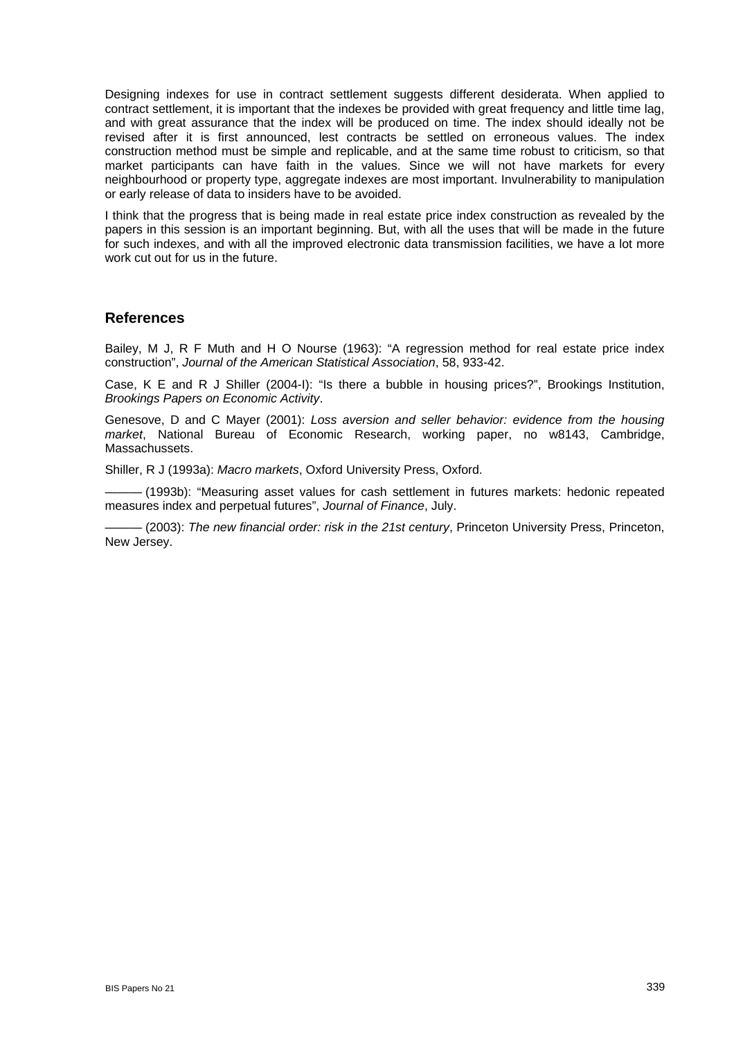Designing indexes for use in contract settlement suggests different desiderata. When applied to contract settlement, it is important that the indexes be provided with great frequency and little time lag, and with great assurance that the index will be produced on time. The index should ideally not be revised after it is first announced, lest contracts be settled on erroneous values. The index construction method must be simple and replicable, and at the same time robust to criticism, so that market participants can have faith in the values. Since we will not have markets for every neighbourhood or property type, aggregate indexes are most important. Invulnerability to manipulation or early release of data to insiders have to be avoided.

I think that the progress that is being made in real estate price index construction as revealed by the papers in this session is an important beginning. But, with all the uses that will be made in the future for such indexes, and with all the improved electronic data transmission facilities, we have a lot more work cut out for us in the future.

## References

Bailey, M J, R F Muth and H O Nourse (1963): "A regression method for real estate price index construction", *Journal of the American Statistical Association*, 58, 933-42.

Case, K E and R J Shiller (2004-I): "Is there a bubble in housing prices?", Brookings Institution, *Brookings Papers on Economic Activity*.

Genesove, D and C Mayer (2001): *Loss aversion and seller behavior: evidence from the housing market*, National Bureau of Economic Research, working paper, no w8143, Cambridge, Massachussets.

Shiller, R J (1993a): *Macro markets*, Oxford University Press, Oxford.

——— (1993b): "Measuring asset values for cash settlement in futures markets: hedonic repeated measures index and perpetual futures", *Journal of Finance*, July.

——— (2003): *The new financial order: risk in the 21st century*, Princeton University Press, Princeton, New Jersey.